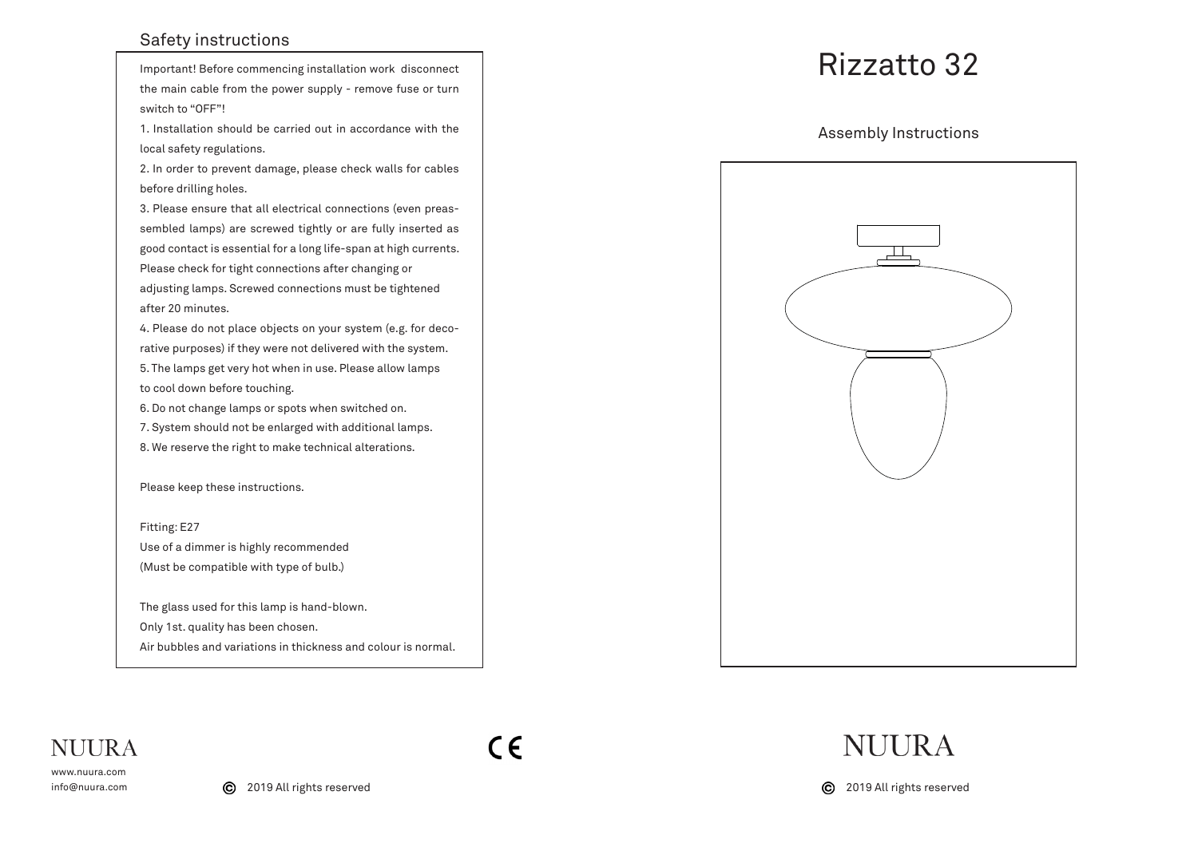## Safety instructions

Important! Before commencing installation work disconnect the main cable from the power supply - remove fuse or turn switch to "OFF"!

1. Installation should be carried out in accordance with the local safety regulations.
2. In order to prevent damage, please check walls for cables before drilling holes.
3. Please ensure that all electrical connections (even preassembled lamps) are screwed tightly or are fully inserted as good contact is essential for a long life-span at high currents. Please check for tight connections after changing or adjusting lamps. Screwed connections must be tightened after 20 minutes.
4. Please do not place objects on your system (e.g. for decorative purposes) if they were not delivered with the system.
5. The lamps get very hot when in use. Please allow lamps to cool down before touching.
6. Do not change lamps or spots when switched on.
7. System should not be enlarged with additional lamps.
8. We reserve the right to make technical alterations.

Please keep these instructions.

Fitting: E27
Use of a dimmer is highly recommended
(Must be compatible with type of bulb.)

The glass used for this lamp is hand-blown.
Only 1st. quality has been chosen.
Air bubbles and variations in thickness and colour is normal.

NUURA

www.nuura.com
info@nuura.com

© 2019 All rights reserved

CE

# Rizzatto 32

## Assembly Instructions

NUURA

© 2019 All rights reserved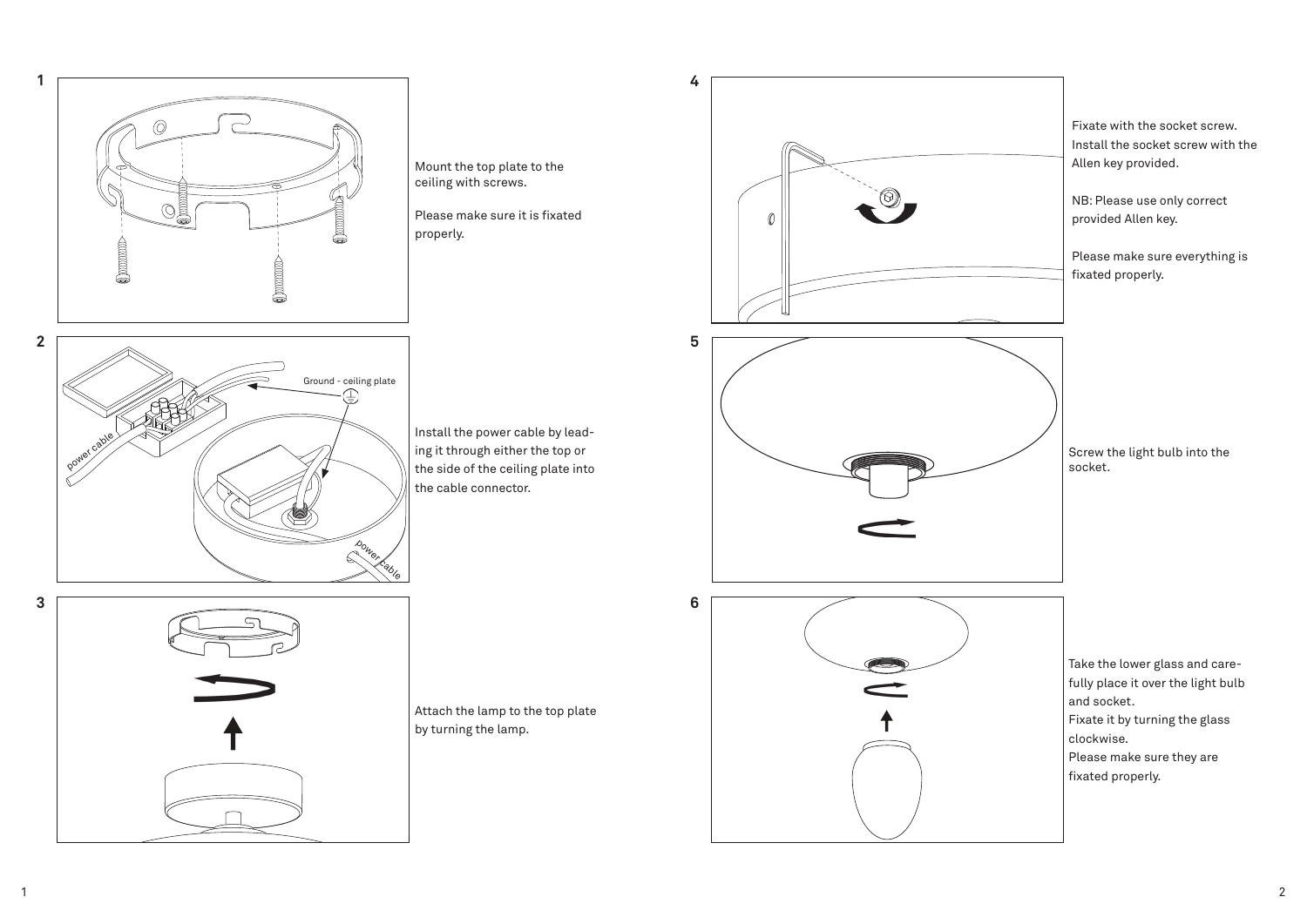**1**

Mount the top plate to the ceiling with screws.

Please make sure it is fixated properly.

**2**

Ground - ceiling plate

power cable

power cable

Install the power cable by leading it through either the top or the side of the ceiling plate into the cable connector.

**3**

Attach the lamp to the top plate by turning the lamp.

**4**

Fixate with the socket screw. Install the socket screw with the Allen key provided.

NB: Please use only correct provided Allen key.

Please make sure everything is fixated properly.

**5**

Screw the light bulb into the socket.

**6**

Take the lower glass and carefully place it over the light bulb and socket.
Fixate it by turning the glass clockwise.
Please make sure they are fixated properly.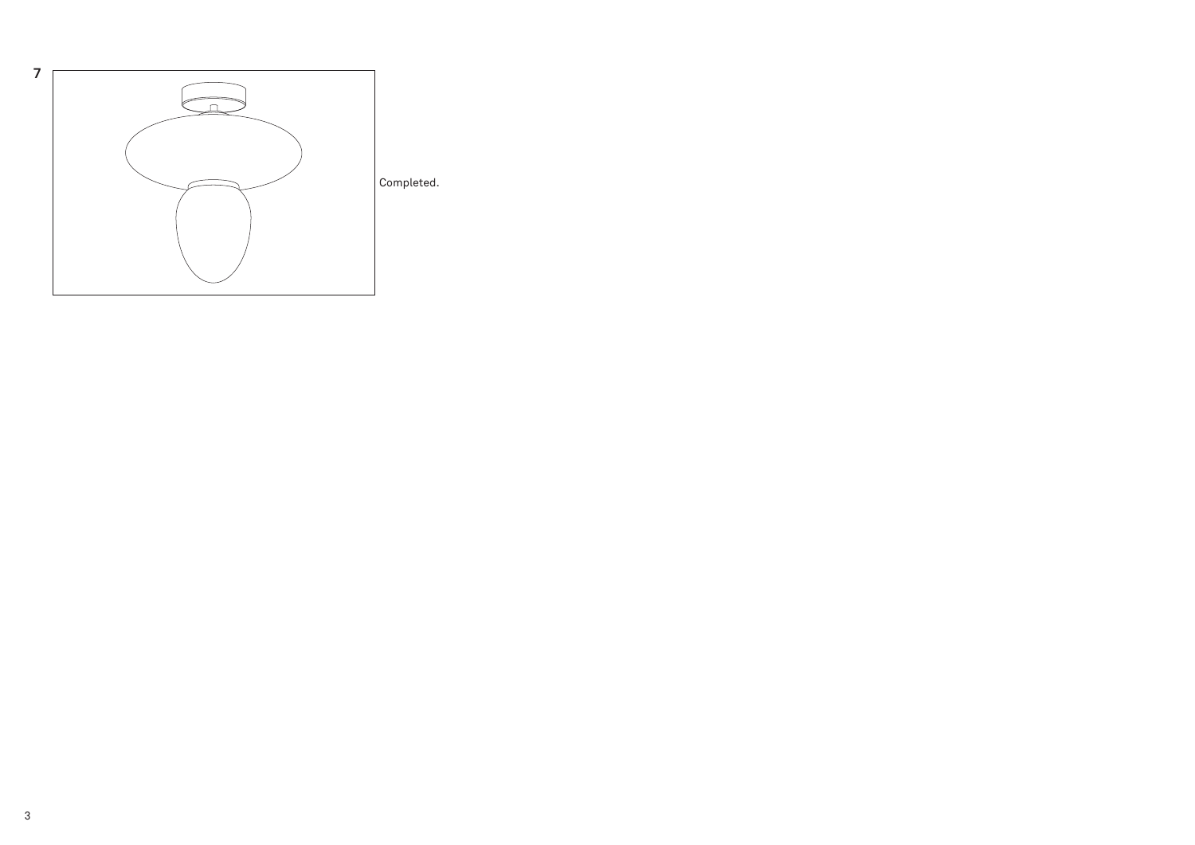7

Completed.